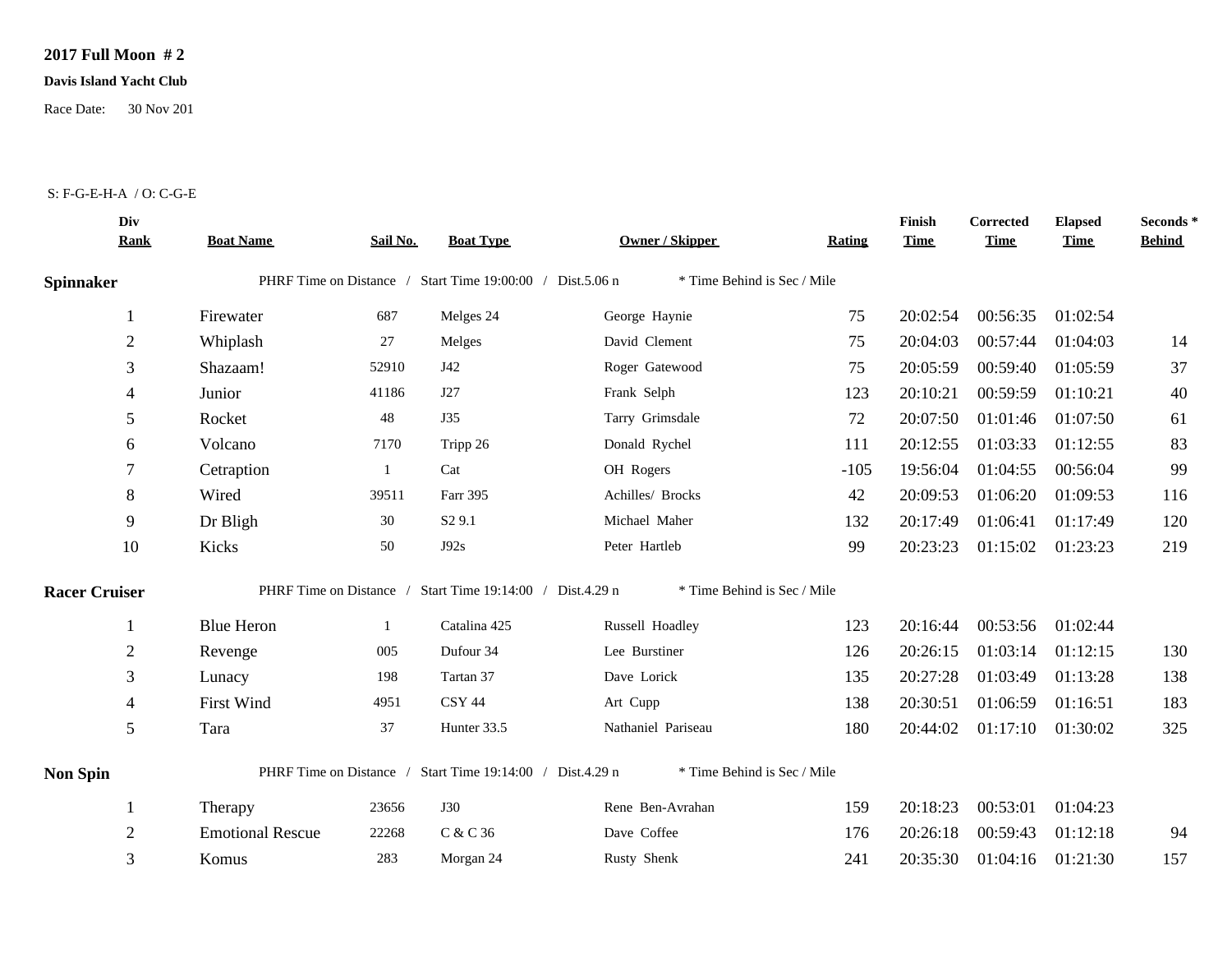**2017 Full Moon # 2**

**Davis Island Yacht Club**

Race Date: 30 Nov 201

S: F-G-E-H-A / O: C-G-E

| Div Rank | Boat Name | Sail No. | Boat Type | Owner / Skipper | Rating | Finish Time | Corrected Time | Elapsed Time | Seconds * Behind |
|---|---|---|---|---|---|---|---|---|---|
| **Spinnaker** | PHRF Time on Distance / Start Time 19:00:00 / Dist.5.06 n | | | * Time Behind is Sec / Mile | | | | | |
| 1 | Firewater | 687 | Melges 24 | George Haynie | 75 | 20:02:54 | 00:56:35 | 01:02:54 | |
| 2 | Whiplash | 27 | Melges | David Clement | 75 | 20:04:03 | 00:57:44 | 01:04:03 | 14 |
| 3 | Shazaam! | 52910 | J42 | Roger Gatewood | 75 | 20:05:59 | 00:59:40 | 01:05:59 | 37 |
| 4 | Junior | 41186 | J27 | Frank Selph | 123 | 20:10:21 | 00:59:59 | 01:10:21 | 40 |
| 5 | Rocket | 48 | J35 | Tarry Grimsdale | 72 | 20:07:50 | 01:01:46 | 01:07:50 | 61 |
| 6 | Volcano | 7170 | Tripp 26 | Donald Rychel | 111 | 20:12:55 | 01:03:33 | 01:12:55 | 83 |
| 7 | Cetraption | 1 | Cat | OH Rogers | -105 | 19:56:04 | 01:04:55 | 00:56:04 | 99 |
| 8 | Wired | 39511 | Farr 395 | Achilles/ Brocks | 42 | 20:09:53 | 01:06:20 | 01:09:53 | 116 |
| 9 | Dr Bligh | 30 | S2 9.1 | Michael Maher | 132 | 20:17:49 | 01:06:41 | 01:17:49 | 120 |
| 10 | Kicks | 50 | J92s | Peter Hartleb | 99 | 20:23:23 | 01:15:02 | 01:23:23 | 219 |
| **Racer Cruiser** | PHRF Time on Distance / Start Time 19:14:00 / Dist.4.29 n | | | * Time Behind is Sec / Mile | | | | | |
| 1 | Blue Heron | 1 | Catalina 425 | Russell Hoadley | 123 | 20:16:44 | 00:53:56 | 01:02:44 | |
| 2 | Revenge | 005 | Dufour 34 | Lee Burstiner | 126 | 20:26:15 | 01:03:14 | 01:12:15 | 130 |
| 3 | Lunacy | 198 | Tartan 37 | Dave Lorick | 135 | 20:27:28 | 01:03:49 | 01:13:28 | 138 |
| 4 | First Wind | 4951 | CSY 44 | Art Cupp | 138 | 20:30:51 | 01:06:59 | 01:16:51 | 183 |
| 5 | Tara | 37 | Hunter 33.5 | Nathaniel Pariseau | 180 | 20:44:02 | 01:17:10 | 01:30:02 | 325 |
| **Non Spin** | PHRF Time on Distance / Start Time 19:14:00 / Dist.4.29 n | | | * Time Behind is Sec / Mile | | | | | |
| 1 | Therapy | 23656 | J30 | Rene Ben-Avrahan | 159 | 20:18:23 | 00:53:01 | 01:04:23 | |
| 2 | Emotional Rescue | 22268 | C & C 36 | Dave Coffee | 176 | 20:26:18 | 00:59:43 | 01:12:18 | 94 |
| 3 | Komus | 283 | Morgan 24 | Rusty Shenk | 241 | 20:35:30 | 01:04:16 | 01:21:30 | 157 |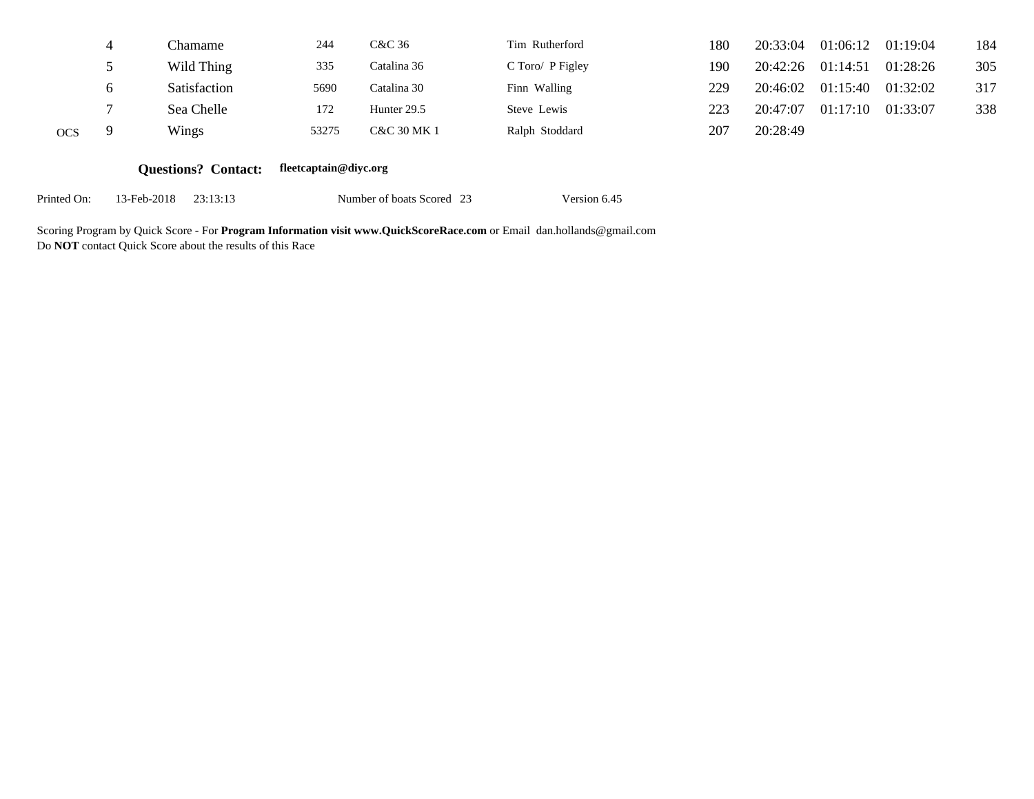| | | | | | | | | | | | |
|---|---|---|---|---|---|---|---|---|---|---|---|
| | 4 | Chamame | 244 | C&C 36 | Tim Rutherford | 180 | 20:33:04 | 01:06:12 | 01:19:04 | 184 |
| | 5 | Wild Thing | 335 | Catalina 36 | C Toro/ P Figley | 190 | 20:42:26 | 01:14:51 | 01:28:26 | 305 |
| | 6 | Satisfaction | 5690 | Catalina 30 | Finn Walling | 229 | 20:46:02 | 01:15:40 | 01:32:02 | 317 |
| | 7 | Sea Chelle | 172 | Hunter 29.5 | Steve Lewis | 223 | 20:47:07 | 01:17:10 | 01:33:07 | 338 |
| OCS | 9 | Wings | 53275 | C&C 30 MK 1 | Ralph Stoddard | 207 | 20:28:49 | | | |

**Questions? Contact:** **fleetcaptain@diyc.org**

Printed On: 13-Feb-2018 23:13:13 Number of boats Scored 23 Version 6.45

Scoring Program by Quick Score - For **Program Information visit www.QuickScoreRace.com** or Email dan.hollands@gmail.com
Do **NOT** contact Quick Score about the results of this Race